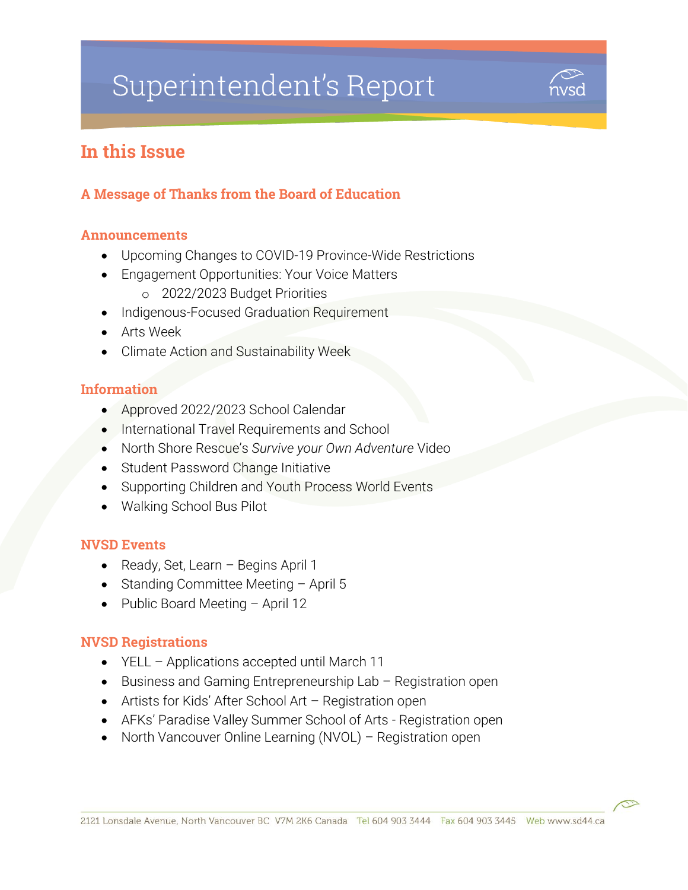# Superintendent's Report

## In this Issue

### A Message of Thanks from the Board of Education

### Announcements

- Upcoming Changes to COVID-19 Province-Wide Restrictions
- Engagement Opportunities: Your Voice Matters
  - 2022/2023 Budget Priorities
- Indigenous-Focused Graduation Requirement
- Arts Week
- Climate Action and Sustainability Week

### Information

- Approved 2022/2023 School Calendar
- International Travel Requirements and School
- North Shore Rescue's *Survive your Own Adventure* Video
- Student Password Change Initiative
- Supporting Children and Youth Process World Events
- Walking School Bus Pilot

### NVSD Events

- Ready, Set, Learn – Begins April 1
- Standing Committee Meeting – April 5
- Public Board Meeting – April 12

### NVSD Registrations

- YELL – Applications accepted until March 11
- Business and Gaming Entrepreneurship Lab – Registration open
- Artists for Kids' After School Art – Registration open
- AFKs' Paradise Valley Summer School of Arts - Registration open
- North Vancouver Online Learning (NVOL) – Registration open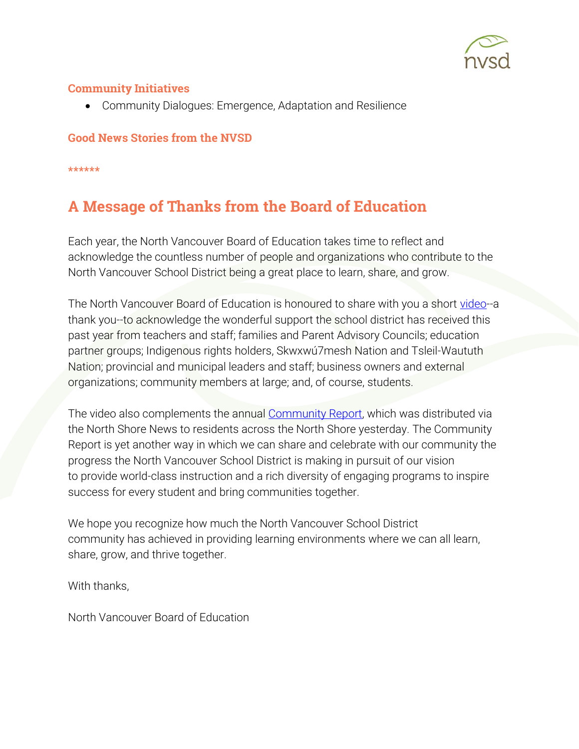### Community Initiatives

- Community Dialogues: Emergence, Adaptation and Resilience

### Good News Stories from the NVSD

******

## A Message of Thanks from the Board of Education

Each year, the North Vancouver Board of Education takes time to reflect and acknowledge the countless number of people and organizations who contribute to the North Vancouver School District being a great place to learn, share, and grow.

The North Vancouver Board of Education is honoured to share with you a short [video](video)--a thank you--to acknowledge the wonderful support the school district has received this past year from teachers and staff; families and Parent Advisory Councils; education partner groups; Indigenous rights holders, Skwxwú7mesh Nation and Tsleil-Waututh Nation; provincial and municipal leaders and staff; business owners and external organizations; community members at large; and, of course, students.

The video also complements the annual [Community Report](Community%20Report), which was distributed via the North Shore News to residents across the North Shore yesterday. The Community Report is yet another way in which we can share and celebrate with our community the progress the North Vancouver School District is making in pursuit of our vision to provide world-class instruction and a rich diversity of engaging programs to inspire success for every student and bring communities together.

We hope you recognize how much the North Vancouver School District community has achieved in providing learning environments where we can all learn, share, grow, and thrive together.

With thanks,

North Vancouver Board of Education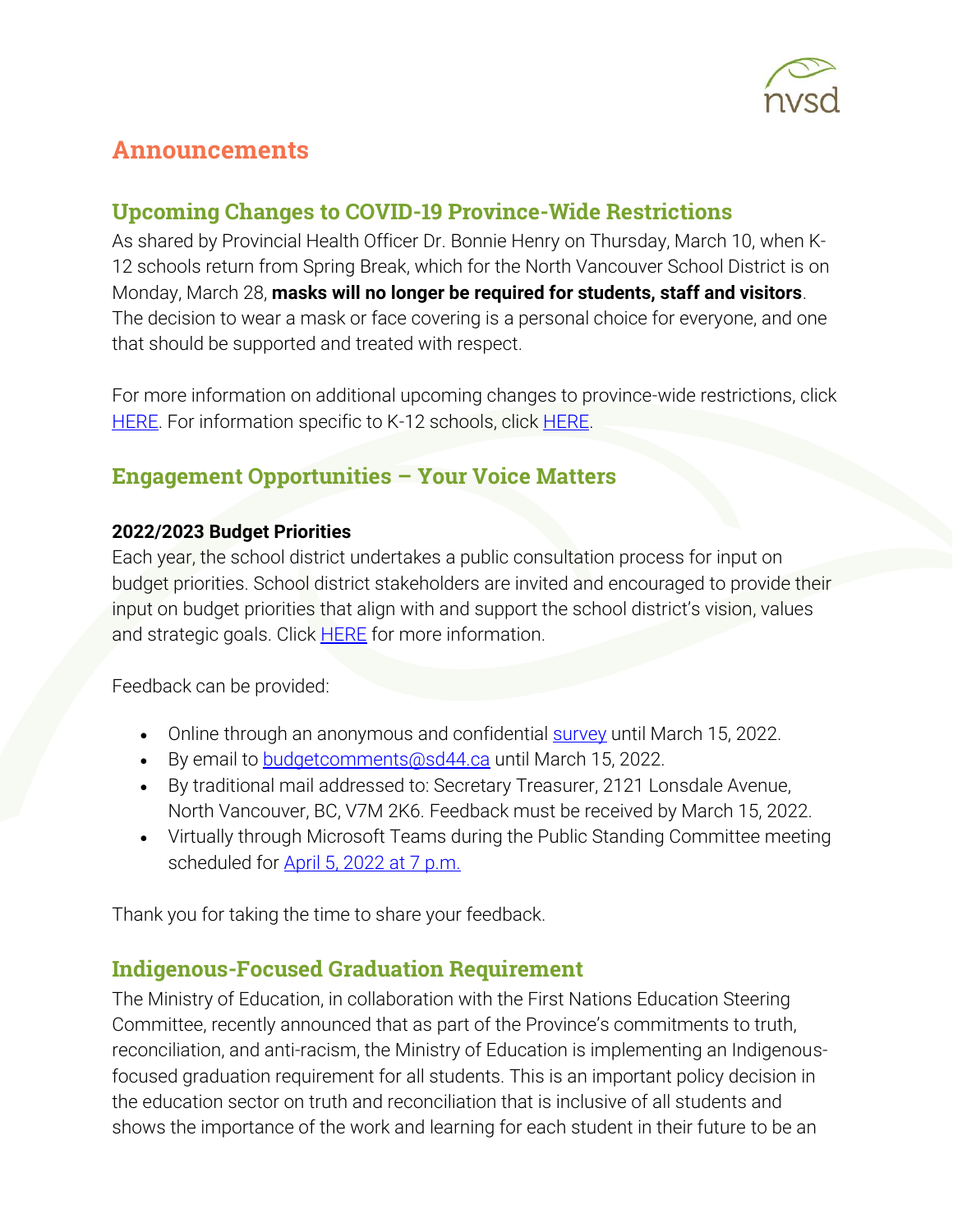# Announcements

## Upcoming Changes to COVID-19 Province-Wide Restrictions

As shared by Provincial Health Officer Dr. Bonnie Henry on Thursday, March 10, when K-12 schools return from Spring Break, which for the North Vancouver School District is on Monday, March 28, **masks will no longer be required for students, staff and visitors**. The decision to wear a mask or face covering is a personal choice for everyone, and one that should be supported and treated with respect.

For more information on additional upcoming changes to province-wide restrictions, click HERE. For information specific to K-12 schools, click HERE.

## Engagement Opportunities – Your Voice Matters

**2022/2023 Budget Priorities**

Each year, the school district undertakes a public consultation process for input on budget priorities. School district stakeholders are invited and encouraged to provide their input on budget priorities that align with and support the school district's vision, values and strategic goals. Click HERE for more information.

Feedback can be provided:

- Online through an anonymous and confidential survey until March 15, 2022.
- By email to budgetcomments@sd44.ca until March 15, 2022.
- By traditional mail addressed to: Secretary Treasurer, 2121 Lonsdale Avenue, North Vancouver, BC, V7M 2K6. Feedback must be received by March 15, 2022.
- Virtually through Microsoft Teams during the Public Standing Committee meeting scheduled for April 5, 2022 at 7 p.m.

Thank you for taking the time to share your feedback.

## Indigenous-Focused Graduation Requirement

The Ministry of Education, in collaboration with the First Nations Education Steering Committee, recently announced that as part of the Province's commitments to truth, reconciliation, and anti-racism, the Ministry of Education is implementing an Indigenous-focused graduation requirement for all students. This is an important policy decision in the education sector on truth and reconciliation that is inclusive of all students and shows the importance of the work and learning for each student in their future to be an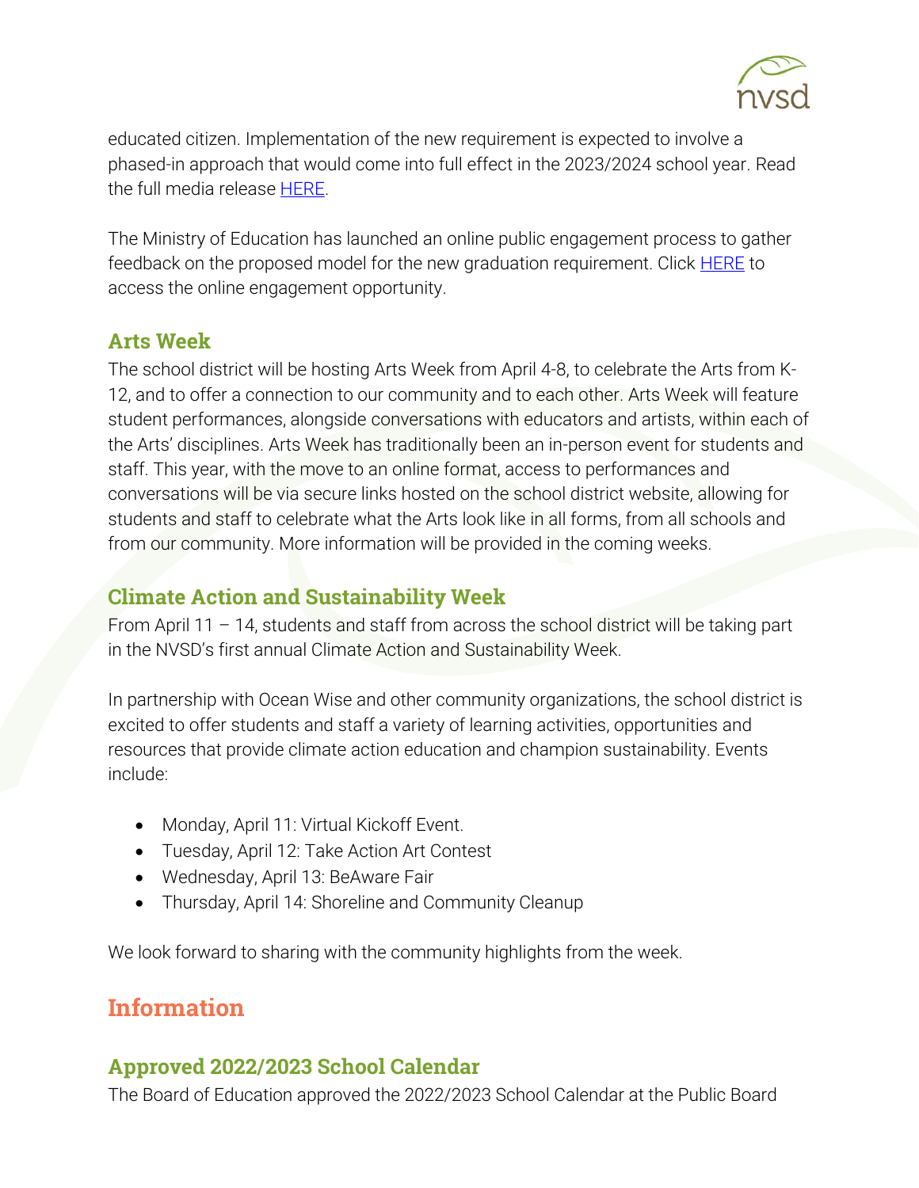educated citizen. Implementation of the new requirement is expected to involve a phased-in approach that would come into full effect in the 2023/2024 school year. Read the full media release HERE.

The Ministry of Education has launched an online public engagement process to gather feedback on the proposed model for the new graduation requirement. Click HERE to access the online engagement opportunity.

### Arts Week

The school district will be hosting Arts Week from April 4-8, to celebrate the Arts from K-12, and to offer a connection to our community and to each other. Arts Week will feature student performances, alongside conversations with educators and artists, within each of the Arts' disciplines. Arts Week has traditionally been an in-person event for students and staff. This year, with the move to an online format, access to performances and conversations will be via secure links hosted on the school district website, allowing for students and staff to celebrate what the Arts look like in all forms, from all schools and from our community. More information will be provided in the coming weeks.

### Climate Action and Sustainability Week

From April 11 – 14, students and staff from across the school district will be taking part in the NVSD's first annual Climate Action and Sustainability Week.

In partnership with Ocean Wise and other community organizations, the school district is excited to offer students and staff a variety of learning activities, opportunities and resources that provide climate action education and champion sustainability. Events include:

- Monday, April 11: Virtual Kickoff Event.
- Tuesday, April 12: Take Action Art Contest
- Wednesday, April 13: BeAware Fair
- Thursday, April 14: Shoreline and Community Cleanup

We look forward to sharing with the community highlights from the week.

## Information

### Approved 2022/2023 School Calendar

The Board of Education approved the 2022/2023 School Calendar at the Public Board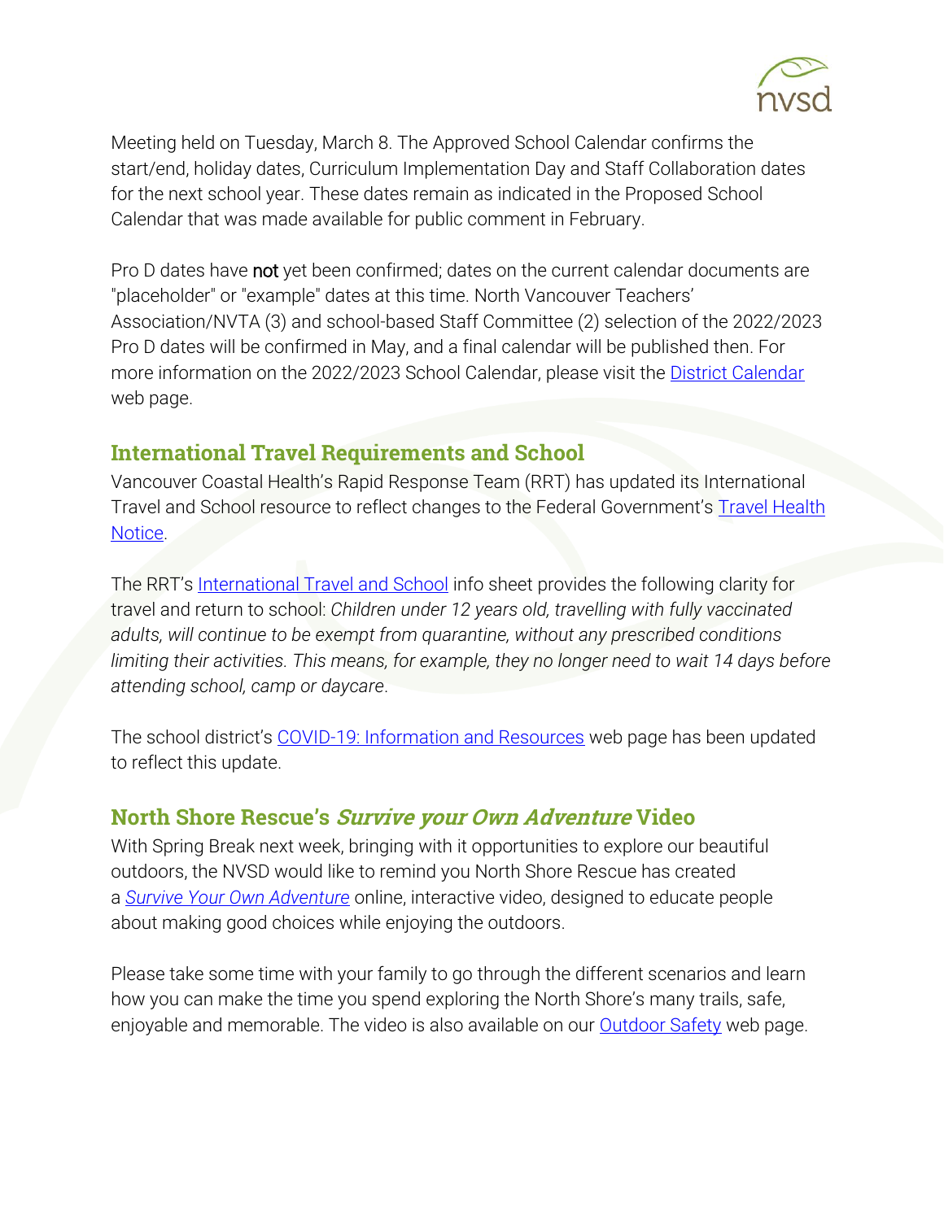Meeting held on Tuesday, March 8. The Approved School Calendar confirms the start/end, holiday dates, Curriculum Implementation Day and Staff Collaboration dates for the next school year. These dates remain as indicated in the Proposed School Calendar that was made available for public comment in February.

Pro D dates have **not** yet been confirmed; dates on the current calendar documents are "placeholder" or "example" dates at this time. North Vancouver Teachers' Association/NVTA (3) and school-based Staff Committee (2) selection of the 2022/2023 Pro D dates will be confirmed in May, and a final calendar will be published then. For more information on the 2022/2023 School Calendar, please visit the District Calendar web page.

## International Travel Requirements and School

Vancouver Coastal Health's Rapid Response Team (RRT) has updated its International Travel and School resource to reflect changes to the Federal Government's Travel Health Notice.

The RRT's International Travel and School info sheet provides the following clarity for travel and return to school: *Children under 12 years old, travelling with fully vaccinated adults, will continue to be exempt from quarantine, without any prescribed conditions limiting their activities. This means, for example, they no longer need to wait 14 days before attending school, camp or daycare.*

The school district's COVID-19: Information and Resources web page has been updated to reflect this update.

## North Shore Rescue's *Survive your Own Adventure* Video

With Spring Break next week, bringing with it opportunities to explore our beautiful outdoors, the NVSD would like to remind you North Shore Rescue has created a *Survive Your Own Adventure* online, interactive video, designed to educate people about making good choices while enjoying the outdoors.

Please take some time with your family to go through the different scenarios and learn how you can make the time you spend exploring the North Shore's many trails, safe, enjoyable and memorable. The video is also available on our Outdoor Safety web page.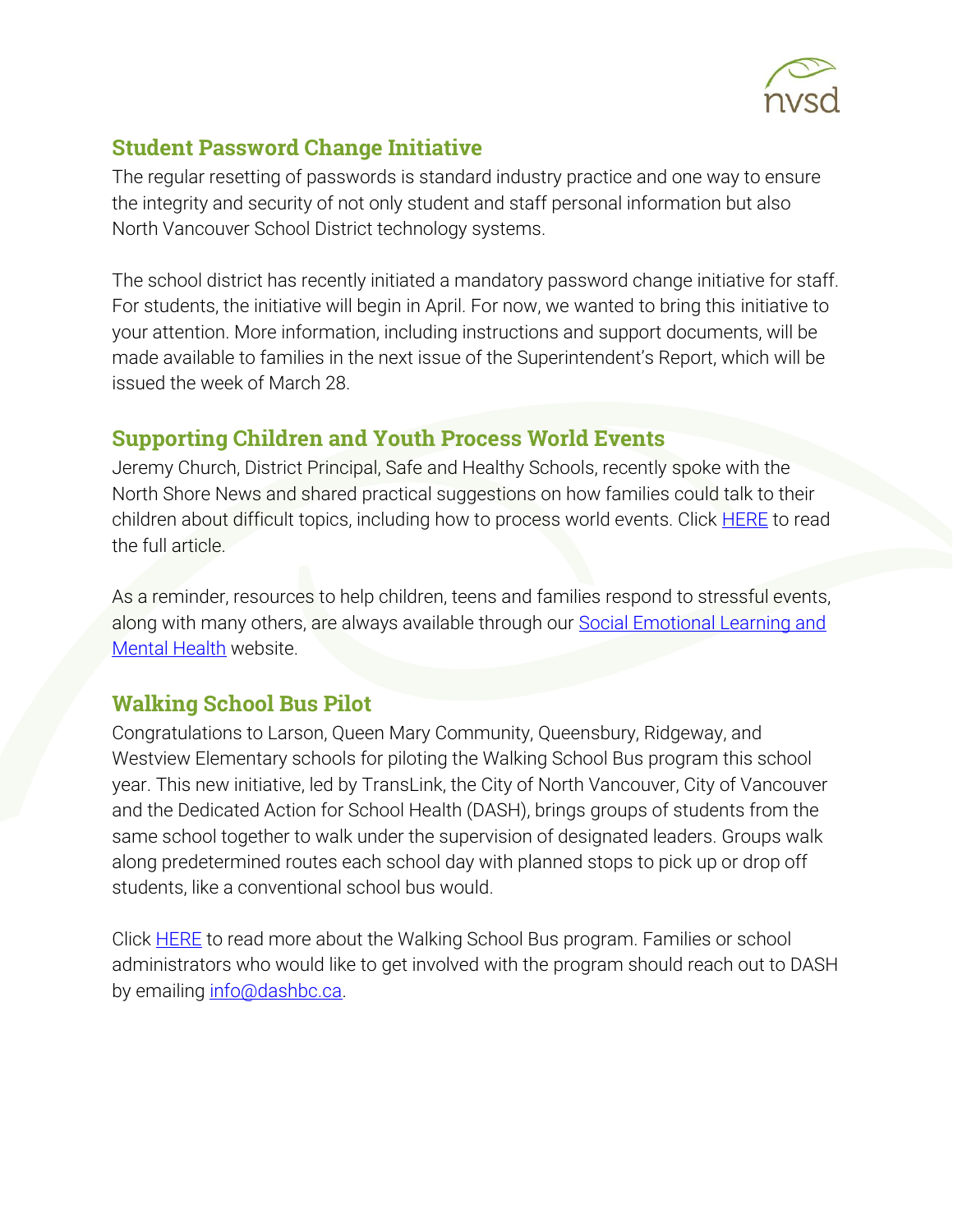## Student Password Change Initiative

The regular resetting of passwords is standard industry practice and one way to ensure the integrity and security of not only student and staff personal information but also North Vancouver School District technology systems.

The school district has recently initiated a mandatory password change initiative for staff. For students, the initiative will begin in April. For now, we wanted to bring this initiative to your attention. More information, including instructions and support documents, will be made available to families in the next issue of the Superintendent's Report, which will be issued the week of March 28.

## Supporting Children and Youth Process World Events

Jeremy Church, District Principal, Safe and Healthy Schools, recently spoke with the North Shore News and shared practical suggestions on how families could talk to their children about difficult topics, including how to process world events. Click HERE to read the full article.

As a reminder, resources to help children, teens and families respond to stressful events, along with many others, are always available through our Social Emotional Learning and Mental Health website.

## Walking School Bus Pilot

Congratulations to Larson, Queen Mary Community, Queensbury, Ridgeway, and Westview Elementary schools for piloting the Walking School Bus program this school year. This new initiative, led by TransLink, the City of North Vancouver, City of Vancouver and the Dedicated Action for School Health (DASH), brings groups of students from the same school together to walk under the supervision of designated leaders. Groups walk along predetermined routes each school day with planned stops to pick up or drop off students, like a conventional school bus would.

Click HERE to read more about the Walking School Bus program. Families or school administrators who would like to get involved with the program should reach out to DASH by emailing info@dashbc.ca.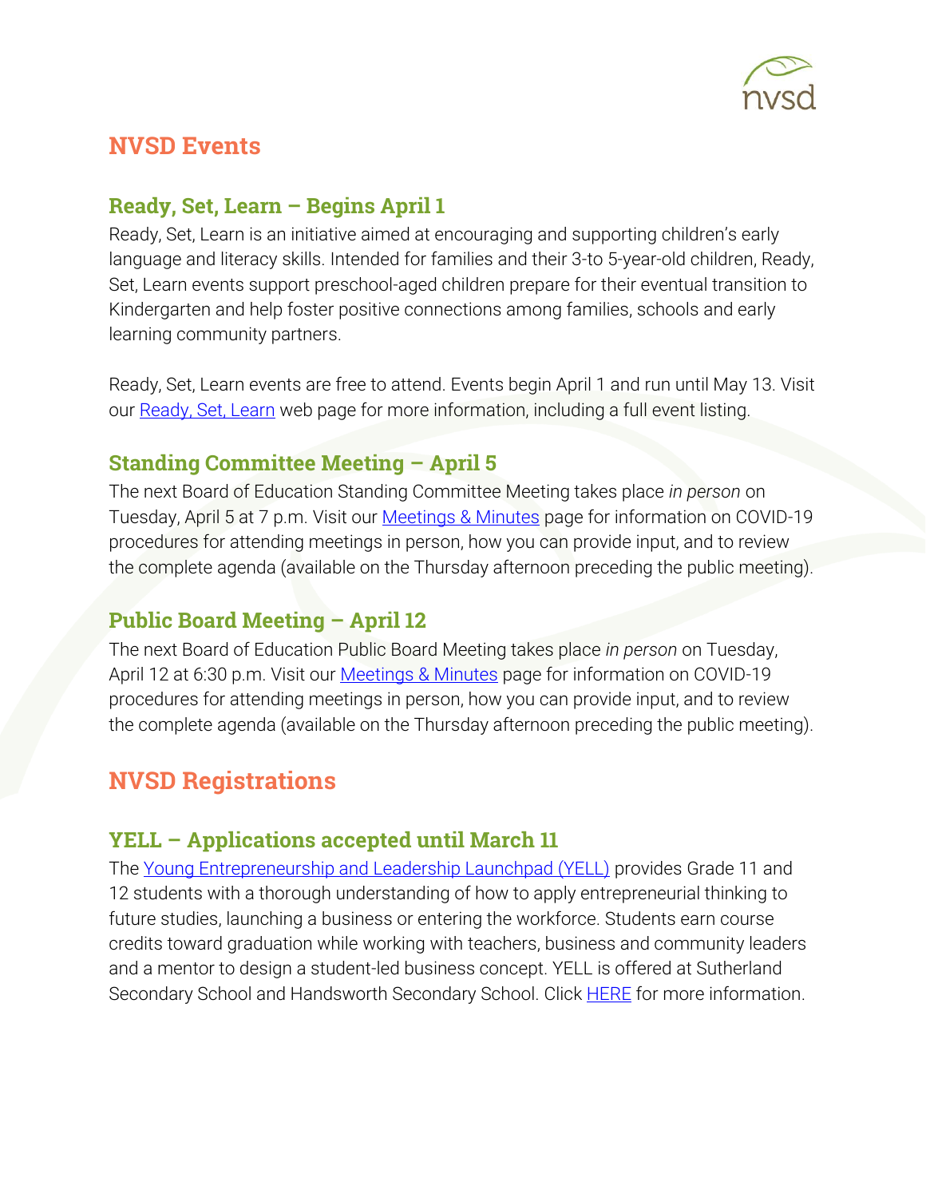## NVSD Events

### Ready, Set, Learn – Begins April 1

Ready, Set, Learn is an initiative aimed at encouraging and supporting children's early language and literacy skills. Intended for families and their 3-to 5-year-old children, Ready, Set, Learn events support preschool-aged children prepare for their eventual transition to Kindergarten and help foster positive connections among families, schools and early learning community partners.

Ready, Set, Learn events are free to attend. Events begin April 1 and run until May 13. Visit our Ready, Set, Learn web page for more information, including a full event listing.

### Standing Committee Meeting – April 5

The next Board of Education Standing Committee Meeting takes place *in person* on Tuesday, April 5 at 7 p.m. Visit our Meetings & Minutes page for information on COVID-19 procedures for attending meetings in person, how you can provide input, and to review the complete agenda (available on the Thursday afternoon preceding the public meeting).

### Public Board Meeting – April 12

The next Board of Education Public Board Meeting takes place *in person* on Tuesday, April 12 at 6:30 p.m. Visit our Meetings & Minutes page for information on COVID-19 procedures for attending meetings in person, how you can provide input, and to review the complete agenda (available on the Thursday afternoon preceding the public meeting).

## NVSD Registrations

### YELL – Applications accepted until March 11

The Young Entrepreneurship and Leadership Launchpad (YELL) provides Grade 11 and 12 students with a thorough understanding of how to apply entrepreneurial thinking to future studies, launching a business or entering the workforce. Students earn course credits toward graduation while working with teachers, business and community leaders and a mentor to design a student-led business concept. YELL is offered at Sutherland Secondary School and Handsworth Secondary School. Click HERE for more information.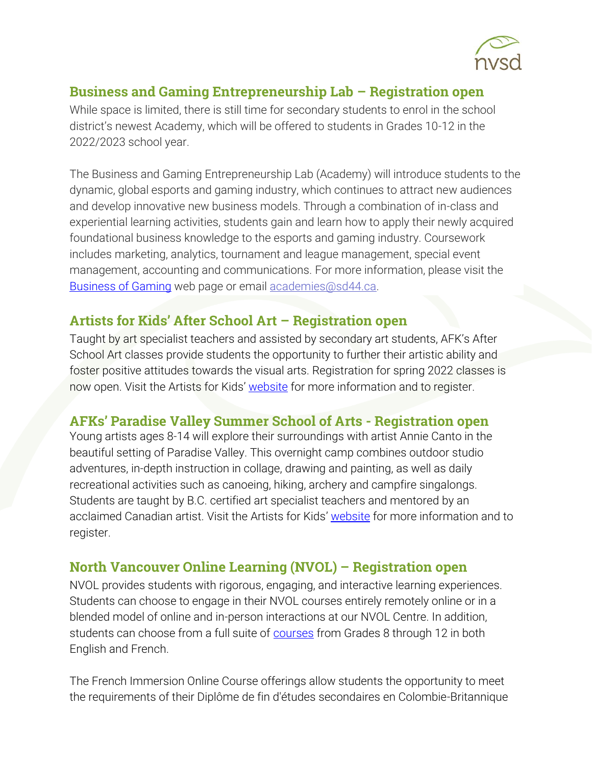## Business and Gaming Entrepreneurship Lab – Registration open

While space is limited, there is still time for secondary students to enrol in the school district's newest Academy, which will be offered to students in Grades 10-12 in the 2022/2023 school year.

The Business and Gaming Entrepreneurship Lab (Academy) will introduce students to the dynamic, global esports and gaming industry, which continues to attract new audiences and develop innovative new business models. Through a combination of in-class and experiential learning activities, students gain and learn how to apply their newly acquired foundational business knowledge to the esports and gaming industry. Coursework includes marketing, analytics, tournament and league management, special event management, accounting and communications. For more information, please visit the Business of Gaming web page or email academies@sd44.ca.

## Artists for Kids' After School Art – Registration open

Taught by art specialist teachers and assisted by secondary art students, AFK's After School Art classes provide students the opportunity to further their artistic ability and foster positive attitudes towards the visual arts. Registration for spring 2022 classes is now open. Visit the Artists for Kids' website for more information and to register.

## AFKs' Paradise Valley Summer School of Arts - Registration open

Young artists ages 8-14 will explore their surroundings with artist Annie Canto in the beautiful setting of Paradise Valley. This overnight camp combines outdoor studio adventures, in-depth instruction in collage, drawing and painting, as well as daily recreational activities such as canoeing, hiking, archery and campfire singalongs. Students are taught by B.C. certified art specialist teachers and mentored by an acclaimed Canadian artist. Visit the Artists for Kids' website for more information and to register.

## North Vancouver Online Learning (NVOL) – Registration open

NVOL provides students with rigorous, engaging, and interactive learning experiences. Students can choose to engage in their NVOL courses entirely remotely online or in a blended model of online and in-person interactions at our NVOL Centre. In addition, students can choose from a full suite of courses from Grades 8 through 12 in both English and French.

The French Immersion Online Course offerings allow students the opportunity to meet the requirements of their Diplôme de fin d'études secondaires en Colombie-Britannique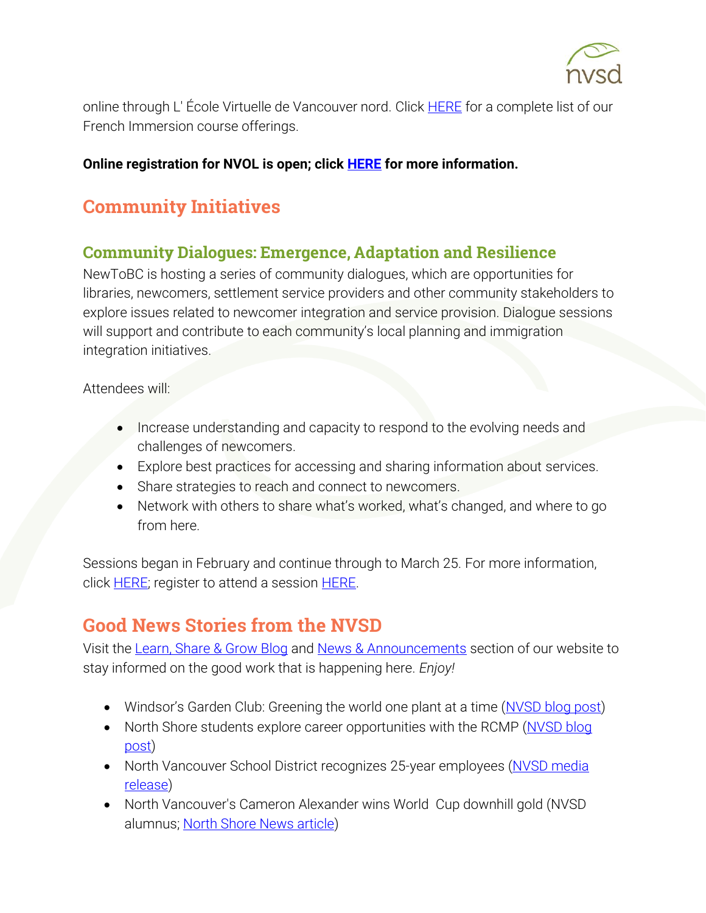online through L' École Virtuelle de Vancouver nord. Click HERE for a complete list of our French Immersion course offerings.

**Online registration for NVOL is open; click HERE for more information.**

## Community Initiatives

### Community Dialogues: Emergence, Adaptation and Resilience

NewToBC is hosting a series of community dialogues, which are opportunities for libraries, newcomers, settlement service providers and other community stakeholders to explore issues related to newcomer integration and service provision. Dialogue sessions will support and contribute to each community's local planning and immigration integration initiatives.

Attendees will:

- Increase understanding and capacity to respond to the evolving needs and challenges of newcomers.
- Explore best practices for accessing and sharing information about services.
- Share strategies to reach and connect to newcomers.
- Network with others to share what's worked, what's changed, and where to go from here.

Sessions began in February and continue through to March 25. For more information, click HERE; register to attend a session HERE.

## Good News Stories from the NVSD

Visit the Learn, Share & Grow Blog and News & Announcements section of our website to stay informed on the good work that is happening here. *Enjoy!*

- Windsor's Garden Club: Greening the world one plant at a time (NVSD blog post)
- North Shore students explore career opportunities with the RCMP (NVSD blog post)
- North Vancouver School District recognizes 25-year employees (NVSD media release)
- North Vancouver's Cameron Alexander wins World Cup downhill gold (NVSD alumnus; North Shore News article)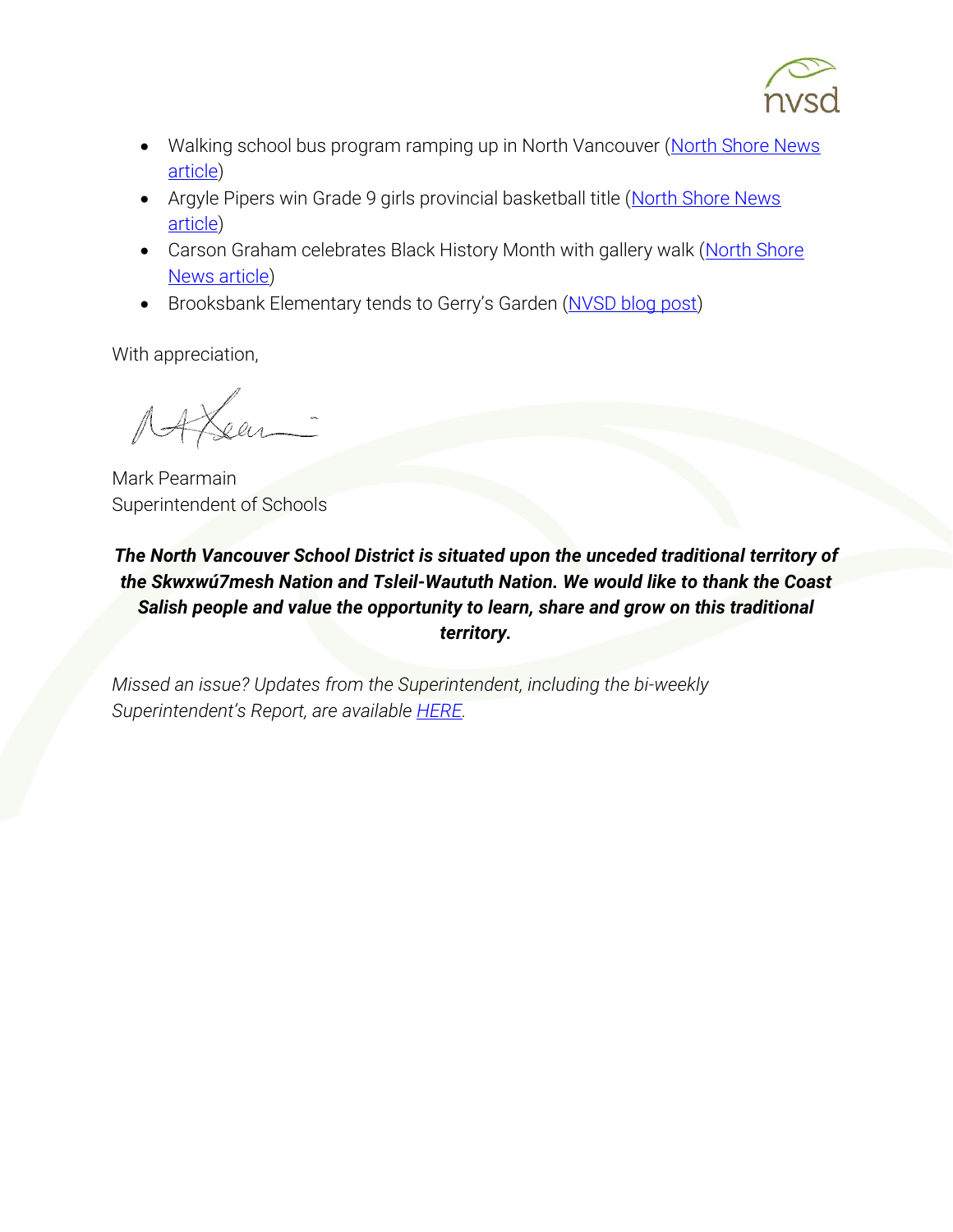- Walking school bus program ramping up in North Vancouver (North Shore News article)
- Argyle Pipers win Grade 9 girls provincial basketball title (North Shore News article)
- Carson Graham celebrates Black History Month with gallery walk (North Shore News article)
- Brooksbank Elementary tends to Gerry's Garden (NVSD blog post)

With appreciation,

Mark Pearmain
Superintendent of Schools

***The North Vancouver School District is situated upon the unceded traditional territory of the Skwxwú7mesh Nation and Tsleil-Waututh Nation. We would like to thank the Coast Salish people and value the opportunity to learn, share and grow on this traditional territory.***

*Missed an issue? Updates from the Superintendent, including the bi-weekly Superintendent's Report, are available HERE.*